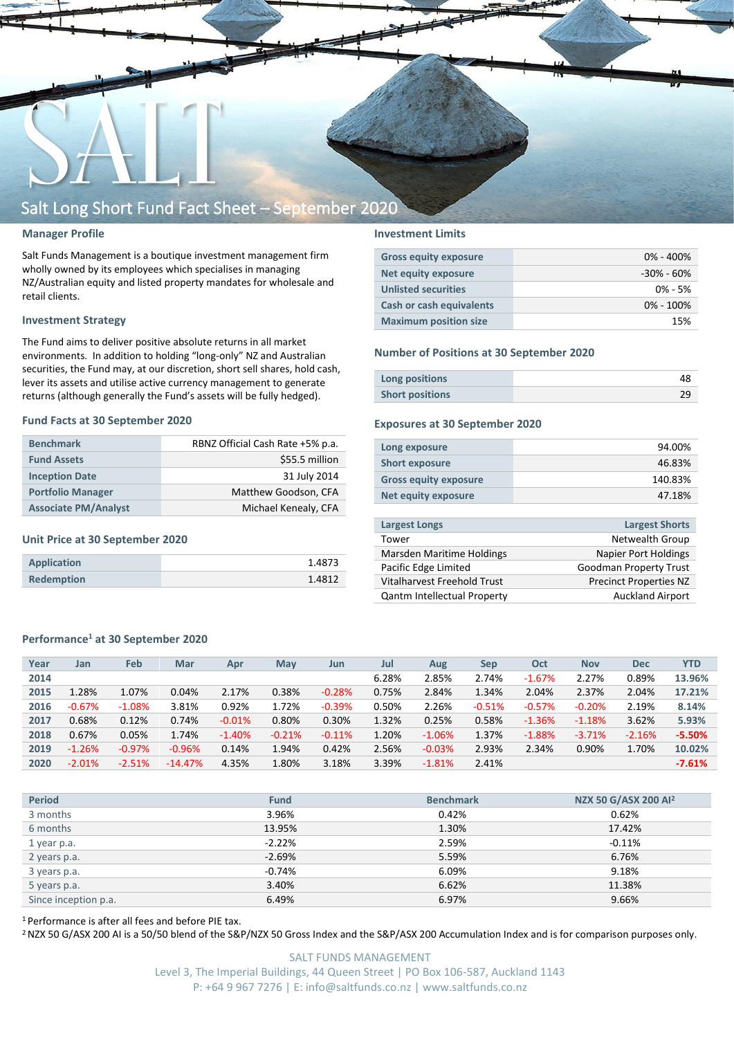# SALT

## Salt Long Short Fund Fact Sheet – September 2020

### Manager Profile

Salt Funds Management is a boutique investment management firm wholly owned by its employees which specialises in managing NZ/Australian equity and listed property mandates for wholesale and retail clients.

### Investment Strategy

The Fund aims to deliver positive absolute returns in all market environments. In addition to holding "long-only" NZ and Australian securities, the Fund may, at our discretion, short sell shares, hold cash, lever its assets and utilise active currency management to generate returns (although generally the Fund's assets will be fully hedged).

### Fund Facts at 30 September 2020

| | |
|---|---|
| **Benchmark** | RBNZ Official Cash Rate +5% p.a. |
| **Fund Assets** | $55.5 million |
| **Inception Date** | 31 July 2014 |
| **Portfolio Manager** | Matthew Goodson, CFA |
| **Associate PM/Analyst** | Michael Kenealy, CFA |

### Unit Price at 30 September 2020

| | |
|---|---|
| **Application** | 1.4873 |
| **Redemption** | 1.4812 |

### Investment Limits

| | |
|---|---|
| **Gross equity exposure** | 0% - 400% |
| **Net equity exposure** | -30% - 60% |
| **Unlisted securities** | 0% - 5% |
| **Cash or cash equivalents** | 0% - 100% |
| **Maximum position size** | 15% |

### Number of Positions at 30 September 2020

| | |
|---|---|
| **Long positions** | 48 |
| **Short positions** | 29 |

### Exposures at 30 September 2020

| | |
|---|---|
| **Long exposure** | 94.00% |
| **Short exposure** | 46.83% |
| **Gross equity exposure** | 140.83% |
| **Net equity exposure** | 47.18% |

| Largest Longs | Largest Shorts |
|---|---|
| Tower | Netwealth Group |
| Marsden Maritime Holdings | Napier Port Holdings |
| Pacific Edge Limited | Goodman Property Trust |
| Vitalharvest Freehold Trust | Precinct Properties NZ |
| Qantm Intellectual Property | Auckland Airport |

### Performance[1] at 30 September 2020

| Year | Jan | Feb | Mar | Apr | May | Jun | Jul | Aug | Sep | Oct | Nov | Dec | YTD |
|---|---|---|---|---|---|---|---|---|---|---|---|---|---|
| 2014 | | | | | | | 6.28% | 2.85% | 2.74% | -1.67% | 2.27% | 0.89% | 13.96% |
| 2015 | 1.28% | 1.07% | 0.04% | 2.17% | 0.38% | -0.28% | 0.75% | 2.84% | 1.34% | 2.04% | 2.37% | 2.04% | 17.21% |
| 2016 | -0.67% | -1.08% | 3.81% | 0.92% | 1.72% | -0.39% | 0.50% | 2.26% | -0.51% | -0.57% | -0.20% | 2.19% | 8.14% |
| 2017 | 0.68% | 0.12% | 0.74% | -0.01% | 0.80% | 0.30% | 1.32% | 0.25% | 0.58% | -1.36% | -1.18% | 3.62% | 5.93% |
| 2018 | 0.67% | 0.05% | 1.74% | -1.40% | -0.21% | -0.11% | 1.20% | -1.06% | 1.37% | -1.88% | -3.71% | -2.16% | -5.50% |
| 2019 | -1.26% | -0.97% | -0.96% | 0.14% | 1.94% | 0.42% | 2.56% | -0.03% | 2.93% | 2.34% | 0.90% | 1.70% | 10.02% |
| 2020 | -2.01% | -2.51% | -14.47% | 4.35% | 1.80% | 3.18% | 3.39% | -1.81% | 2.41% | | | | -7.61% |

| Period | Fund | Benchmark | NZX 50 G/ASX 200 AI[2] |
|---|---|---|---|
| 3 months | 3.96% | 0.42% | 0.62% |
| 6 months | 13.95% | 1.30% | 17.42% |
| 1 year p.a. | -2.22% | 2.59% | -0.11% |
| 2 years p.a. | -2.69% | 5.59% | 6.76% |
| 3 years p.a. | -0.74% | 6.09% | 9.18% |
| 5 years p.a. | 3.40% | 6.62% | 11.38% |
| Since inception p.a. | 6.49% | 6.97% | 9.66% |

[1] Performance is after all fees and before PIE tax.
[2] NZX 50 G/ASX 200 AI is a 50/50 blend of the S&P/NZX 50 Gross Index and the S&P/ASX 200 Accumulation Index and is for comparison purposes only.

SALT FUNDS MANAGEMENT
Level 3, The Imperial Buildings, 44 Queen Street | PO Box 106-587, Auckland 1143
P: +64 9 967 7276 | E: info@saltfunds.co.nz | www.saltfunds.co.nz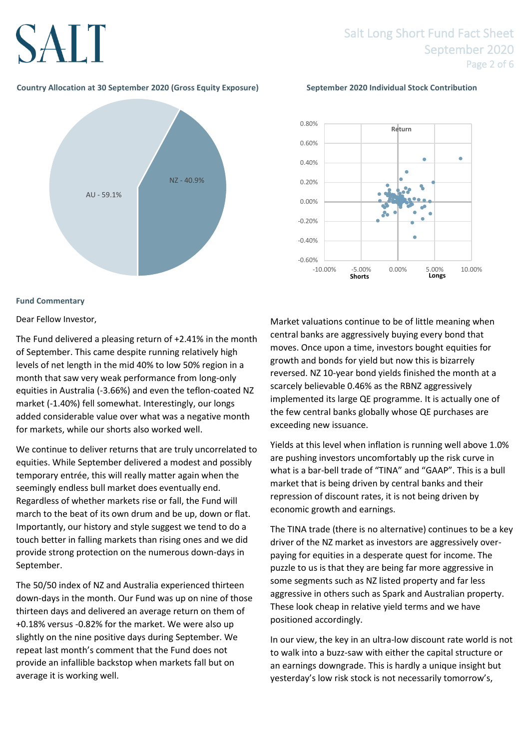**Country Allocation at 30 September 2020 (Gross Equity Exposure)**

AU - 59.1%

NZ - 40.9%

**September 2020 Individual Stock Contribution**

**Fund Commentary**

Dear Fellow Investor,

The Fund delivered a pleasing return of +2.41% in the month of September. This came despite running relatively high levels of net length in the mid 40% to low 50% region in a month that saw very weak performance from long-only equities in Australia (-3.66%) and even the teflon-coated NZ market (-1.40%) fell somewhat. Interestingly, our longs added considerable value over what was a negative month for markets, while our shorts also worked well.

We continue to deliver returns that are truly uncorrelated to equities. While September delivered a modest and possibly temporary entrée, this will really matter again when the seemingly endless bull market does eventually end. Regardless of whether markets rise or fall, the Fund will march to the beat of its own drum and be up, down or flat. Importantly, our history and style suggest we tend to do a touch better in falling markets than rising ones and we did provide strong protection on the numerous down-days in September.

The 50/50 index of NZ and Australia experienced thirteen down-days in the month. Our Fund was up on nine of those thirteen days and delivered an average return on them of +0.18% versus -0.82% for the market. We were also up slightly on the nine positive days during September. We repeat last month's comment that the Fund does not provide an infallible backstop when markets fall but on average it is working well.

Market valuations continue to be of little meaning when central banks are aggressively buying every bond that moves. Once upon a time, investors bought equities for growth and bonds for yield but now this is bizarrely reversed. NZ 10-year bond yields finished the month at a scarcely believable 0.46% as the RBNZ aggressively implemented its large QE programme. It is actually one of the few central banks globally whose QE purchases are exceeding new issuance.

Yields at this level when inflation is running well above 1.0% are pushing investors uncomfortably up the risk curve in what is a bar-bell trade of "TINA" and "GAAP". This is a bull market that is being driven by central banks and their repression of discount rates, it is not being driven by economic growth and earnings.

The TINA trade (there is no alternative) continues to be a key driver of the NZ market as investors are aggressively over-paying for equities in a desperate quest for income. The puzzle to us is that they are being far more aggressive in some segments such as NZ listed property and far less aggressive in others such as Spark and Australian property. These look cheap in relative yield terms and we have positioned accordingly.

In our view, the key in an ultra-low discount rate world is not to walk into a buzz-saw with either the capital structure or an earnings downgrade. This is hardly a unique insight but yesterday's low risk stock is not necessarily tomorrow's,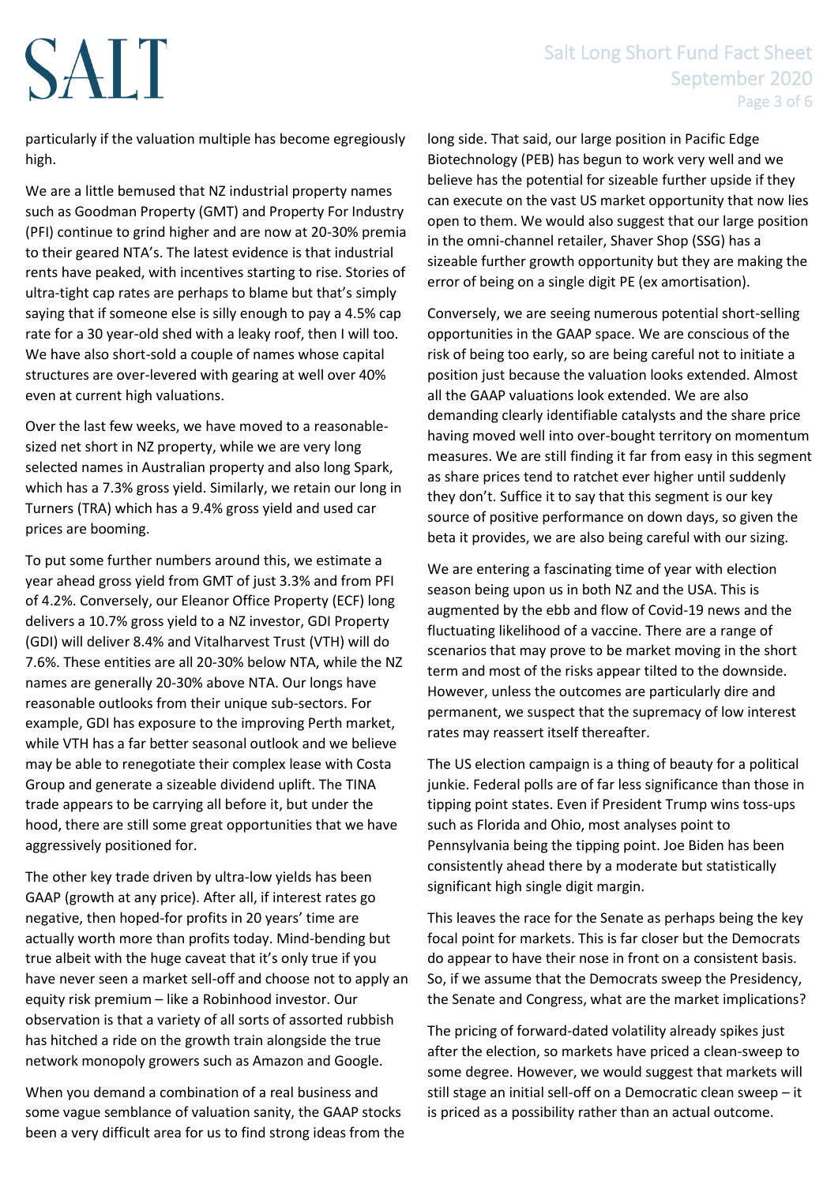particularly if the valuation multiple has become egregiously high.

We are a little bemused that NZ industrial property names such as Goodman Property (GMT) and Property For Industry (PFI) continue to grind higher and are now at 20-30% premia to their geared NTA's. The latest evidence is that industrial rents have peaked, with incentives starting to rise. Stories of ultra-tight cap rates are perhaps to blame but that's simply saying that if someone else is silly enough to pay a 4.5% cap rate for a 30 year-old shed with a leaky roof, then I will too. We have also short-sold a couple of names whose capital structures are over-levered with gearing at well over 40% even at current high valuations.

Over the last few weeks, we have moved to a reasonable-sized net short in NZ property, while we are very long selected names in Australian property and also long Spark, which has a 7.3% gross yield. Similarly, we retain our long in Turners (TRA) which has a 9.4% gross yield and used car prices are booming.

To put some further numbers around this, we estimate a year ahead gross yield from GMT of just 3.3% and from PFI of 4.2%. Conversely, our Eleanor Office Property (ECF) long delivers a 10.7% gross yield to a NZ investor, GDI Property (GDI) will deliver 8.4% and Vitalharvest Trust (VTH) will do 7.6%. These entities are all 20-30% below NTA, while the NZ names are generally 20-30% above NTA. Our longs have reasonable outlooks from their unique sub-sectors. For example, GDI has exposure to the improving Perth market, while VTH has a far better seasonal outlook and we believe may be able to renegotiate their complex lease with Costa Group and generate a sizeable dividend uplift. The TINA trade appears to be carrying all before it, but under the hood, there are still some great opportunities that we have aggressively positioned for.

The other key trade driven by ultra-low yields has been GAAP (growth at any price). After all, if interest rates go negative, then hoped-for profits in 20 years' time are actually worth more than profits today. Mind-bending but true albeit with the huge caveat that it's only true if you have never seen a market sell-off and choose not to apply an equity risk premium – like a Robinhood investor. Our observation is that a variety of all sorts of assorted rubbish has hitched a ride on the growth train alongside the true network monopoly growers such as Amazon and Google.

When you demand a combination of a real business and some vague semblance of valuation sanity, the GAAP stocks been a very difficult area for us to find strong ideas from the long side. That said, our large position in Pacific Edge Biotechnology (PEB) has begun to work very well and we believe has the potential for sizeable further upside if they can execute on the vast US market opportunity that now lies open to them. We would also suggest that our large position in the omni-channel retailer, Shaver Shop (SSG) has a sizeable further growth opportunity but they are making the error of being on a single digit PE (ex amortisation).

Conversely, we are seeing numerous potential short-selling opportunities in the GAAP space. We are conscious of the risk of being too early, so are being careful not to initiate a position just because the valuation looks extended. Almost all the GAAP valuations look extended. We are also demanding clearly identifiable catalysts and the share price having moved well into over-bought territory on momentum measures. We are still finding it far from easy in this segment as share prices tend to ratchet ever higher until suddenly they don't. Suffice it to say that this segment is our key source of positive performance on down days, so given the beta it provides, we are also being careful with our sizing.

We are entering a fascinating time of year with election season being upon us in both NZ and the USA. This is augmented by the ebb and flow of Covid-19 news and the fluctuating likelihood of a vaccine. There are a range of scenarios that may prove to be market moving in the short term and most of the risks appear tilted to the downside. However, unless the outcomes are particularly dire and permanent, we suspect that the supremacy of low interest rates may reassert itself thereafter.

The US election campaign is a thing of beauty for a political junkie. Federal polls are of far less significance than those in tipping point states. Even if President Trump wins toss-ups such as Florida and Ohio, most analyses point to Pennsylvania being the tipping point. Joe Biden has been consistently ahead there by a moderate but statistically significant high single digit margin.

This leaves the race for the Senate as perhaps being the key focal point for markets. This is far closer but the Democrats do appear to have their nose in front on a consistent basis. So, if we assume that the Democrats sweep the Presidency, the Senate and Congress, what are the market implications?

The pricing of forward-dated volatility already spikes just after the election, so markets have priced a clean-sweep to some degree. However, we would suggest that markets will still stage an initial sell-off on a Democratic clean sweep – it is priced as a possibility rather than an actual outcome.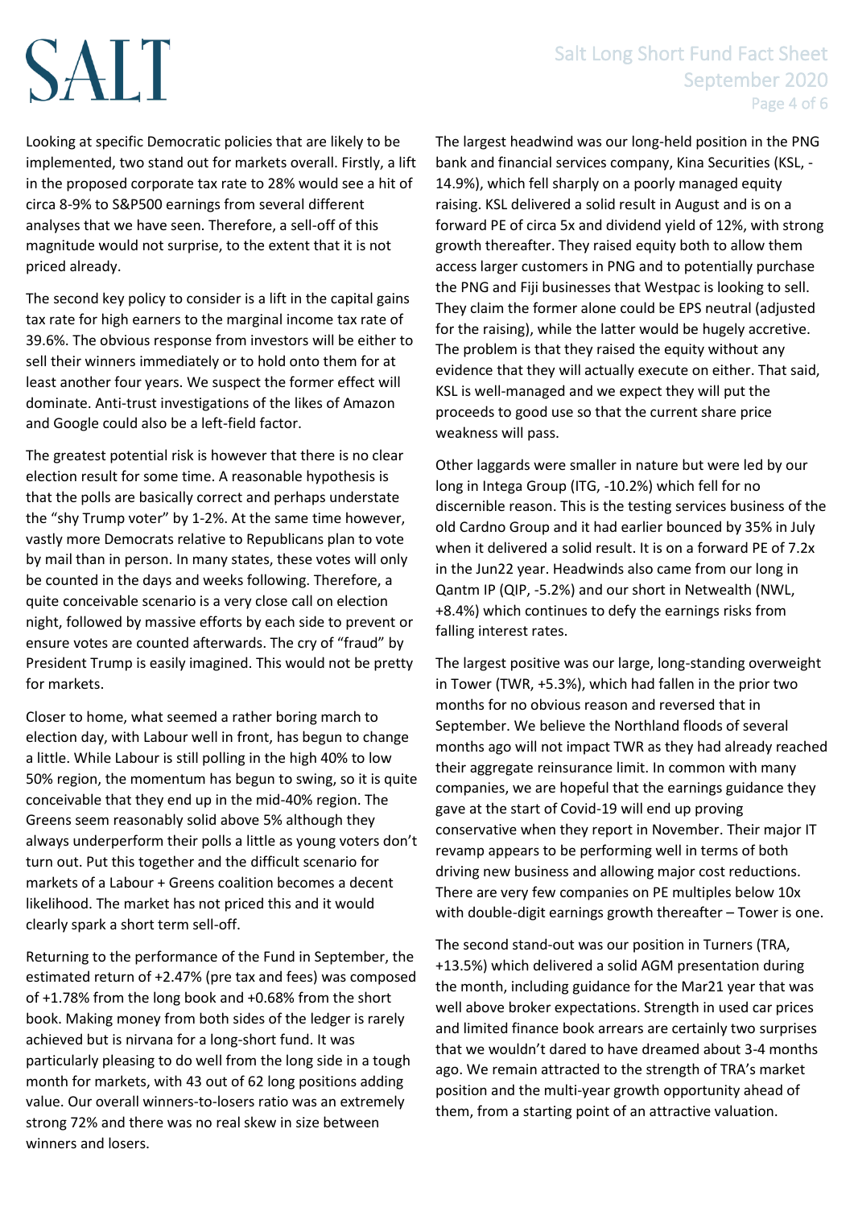Looking at specific Democratic policies that are likely to be implemented, two stand out for markets overall. Firstly, a lift in the proposed corporate tax rate to 28% would see a hit of circa 8-9% to S&P500 earnings from several different analyses that we have seen. Therefore, a sell-off of this magnitude would not surprise, to the extent that it is not priced already.

The second key policy to consider is a lift in the capital gains tax rate for high earners to the marginal income tax rate of 39.6%. The obvious response from investors will be either to sell their winners immediately or to hold onto them for at least another four years. We suspect the former effect will dominate. Anti-trust investigations of the likes of Amazon and Google could also be a left-field factor.

The greatest potential risk is however that there is no clear election result for some time. A reasonable hypothesis is that the polls are basically correct and perhaps understate the "shy Trump voter" by 1-2%. At the same time however, vastly more Democrats relative to Republicans plan to vote by mail than in person. In many states, these votes will only be counted in the days and weeks following. Therefore, a quite conceivable scenario is a very close call on election night, followed by massive efforts by each side to prevent or ensure votes are counted afterwards. The cry of "fraud" by President Trump is easily imagined. This would not be pretty for markets.

Closer to home, what seemed a rather boring march to election day, with Labour well in front, has begun to change a little. While Labour is still polling in the high 40% to low 50% region, the momentum has begun to swing, so it is quite conceivable that they end up in the mid-40% region. The Greens seem reasonably solid above 5% although they always underperform their polls a little as young voters don't turn out. Put this together and the difficult scenario for markets of a Labour + Greens coalition becomes a decent likelihood. The market has not priced this and it would clearly spark a short term sell-off.

Returning to the performance of the Fund in September, the estimated return of +2.47% (pre tax and fees) was composed of +1.78% from the long book and +0.68% from the short book. Making money from both sides of the ledger is rarely achieved but is nirvana for a long-short fund. It was particularly pleasing to do well from the long side in a tough month for markets, with 43 out of 62 long positions adding value. Our overall winners-to-losers ratio was an extremely strong 72% and there was no real skew in size between winners and losers.

The largest headwind was our long-held position in the PNG bank and financial services company, Kina Securities (KSL, -14.9%), which fell sharply on a poorly managed equity raising. KSL delivered a solid result in August and is on a forward PE of circa 5x and dividend yield of 12%, with strong growth thereafter. They raised equity both to allow them access larger customers in PNG and to potentially purchase the PNG and Fiji businesses that Westpac is looking to sell. They claim the former alone could be EPS neutral (adjusted for the raising), while the latter would be hugely accretive. The problem is that they raised the equity without any evidence that they will actually execute on either. That said, KSL is well-managed and we expect they will put the proceeds to good use so that the current share price weakness will pass.

Other laggards were smaller in nature but were led by our long in Intega Group (ITG, -10.2%) which fell for no discernible reason. This is the testing services business of the old Cardno Group and it had earlier bounced by 35% in July when it delivered a solid result. It is on a forward PE of 7.2x in the Jun22 year. Headwinds also came from our long in Qantm IP (QIP, -5.2%) and our short in Netwealth (NWL, +8.4%) which continues to defy the earnings risks from falling interest rates.

The largest positive was our large, long-standing overweight in Tower (TWR, +5.3%), which had fallen in the prior two months for no obvious reason and reversed that in September. We believe the Northland floods of several months ago will not impact TWR as they had already reached their aggregate reinsurance limit. In common with many companies, we are hopeful that the earnings guidance they gave at the start of Covid-19 will end up proving conservative when they report in November. Their major IT revamp appears to be performing well in terms of both driving new business and allowing major cost reductions. There are very few companies on PE multiples below 10x with double-digit earnings growth thereafter – Tower is one.

The second stand-out was our position in Turners (TRA, +13.5%) which delivered a solid AGM presentation during the month, including guidance for the Mar21 year that was well above broker expectations. Strength in used car prices and limited finance book arrears are certainly two surprises that we wouldn't dared to have dreamed about 3-4 months ago. We remain attracted to the strength of TRA's market position and the multi-year growth opportunity ahead of them, from a starting point of an attractive valuation.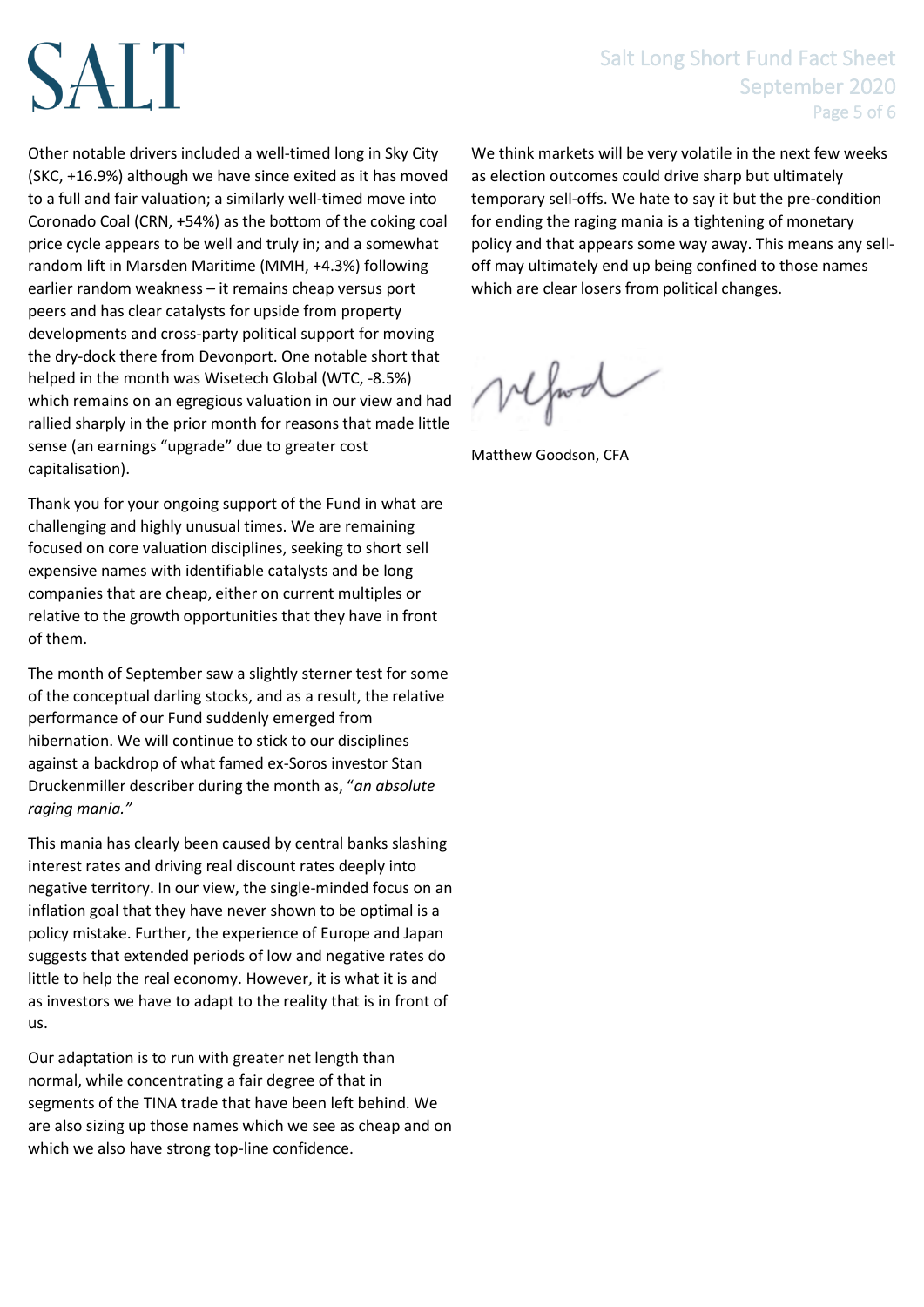Other notable drivers included a well-timed long in Sky City (SKC, +16.9%) although we have since exited as it has moved to a full and fair valuation; a similarly well-timed move into Coronado Coal (CRN, +54%) as the bottom of the coking coal price cycle appears to be well and truly in; and a somewhat random lift in Marsden Maritime (MMH, +4.3%) following earlier random weakness – it remains cheap versus port peers and has clear catalysts for upside from property developments and cross-party political support for moving the dry-dock there from Devonport. One notable short that helped in the month was Wisetech Global (WTC, -8.5%) which remains on an egregious valuation in our view and had rallied sharply in the prior month for reasons that made little sense (an earnings "upgrade" due to greater cost capitalisation).

Thank you for your ongoing support of the Fund in what are challenging and highly unusual times. We are remaining focused on core valuation disciplines, seeking to short sell expensive names with identifiable catalysts and be long companies that are cheap, either on current multiples or relative to the growth opportunities that they have in front of them.

The month of September saw a slightly sterner test for some of the conceptual darling stocks, and as a result, the relative performance of our Fund suddenly emerged from hibernation. We will continue to stick to our disciplines against a backdrop of what famed ex-Soros investor Stan Druckenmiller described during the month as, "*an absolute raging mania."*

This mania has clearly been caused by central banks slashing interest rates and driving real discount rates deeply into negative territory. In our view, the single-minded focus on an inflation goal that they have never shown to be optimal is a policy mistake. Further, the experience of Europe and Japan suggests that extended periods of low and negative rates do little to help the real economy. However, it is what it is and as investors we have to adapt to the reality that is in front of us.

Our adaptation is to run with greater net length than normal, while concentrating a fair degree of that in segments of the TINA trade that have been left behind. We are also sizing up those names which we see as cheap and on which we also have strong top-line confidence.

We think markets will be very volatile in the next few weeks as election outcomes could drive sharp but ultimately temporary sell-offs. We hate to say it but the pre-condition for ending the raging mania is a tightening of monetary policy and that appears some way away. This means any sell-off may ultimately end up being confined to those names which are clear losers from political changes.

Matthew Goodson, CFA